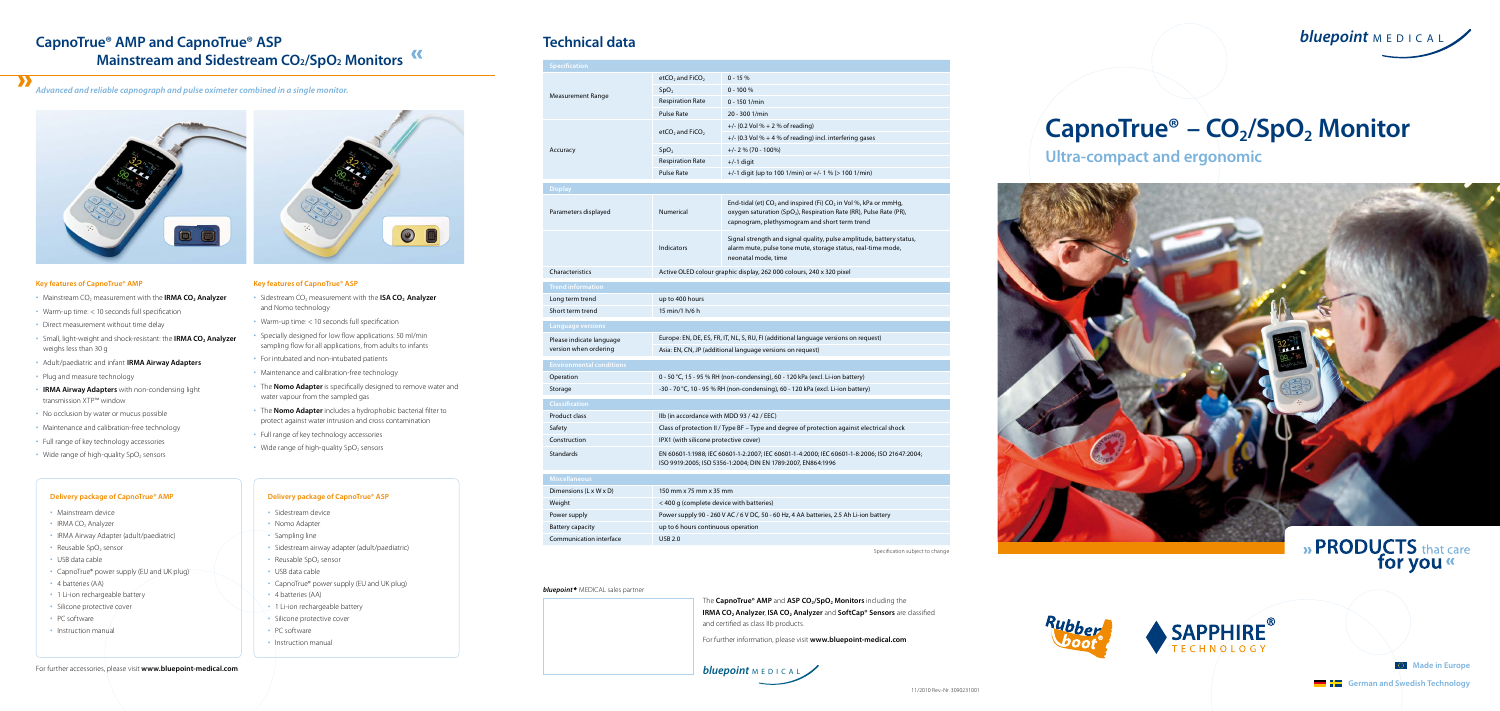# CapnoTrue® AMP and CapnoTrue® ASP Mainstream and Sidestream $CO_2$/$SpO_2$ Monitors

*Advanced and reliable capnograph and pulse oximeter combined in a single monitor.*

### Key features of CapnoTrue® AMP

- Mainstream $CO_2$ measurement with the **IRMA $CO_2$ Analyzer**
- Warm-up time: < 10 seconds full specification
- Direct measurement without time delay
- Small, light-weight and shock-resistant: the **IRMA $CO_2$ Analyzer** weighs less than 30 g
- Adult/paediatric and infant **IRMA Airway Adapters**
- Plug and measure technology
- **IRMA Airway Adapters** with non-condensing light transmission XTP™ window
- No occlusion by water or mucus possible
- Maintenance and calibration-free technology
- Full range of key technology accessories
- Wide range of high-quality $SpO_2$ sensors

### Key features of CapnoTrue® ASP

- Sidestream $CO_2$ measurement with the **ISA $CO_2$ Analyzer** and Nomo technology
- Warm-up time: < 10 seconds full specification
- Specially designed for low flow applications: 50 ml/min sampling flow for all applications, from adults to infants
- For intubated and non-intubated patients
- Maintenance and calibration-free technology
- The **Nomo Adapter** is specifically designed to remove water and water vapour from the sampled gas
- The **Nomo Adapter** includes a hydrophobic bacterial filter to protect against water intrusion and cross contamination
- Full range of key technology accessories
- Wide range of high-quality $SpO_2$ sensors

### Delivery package of CapnoTrue® AMP

- Mainstream device
- IRMA $CO_2$ Analyzer
- IRMA Airway Adapter (adult/paediatric)
- Reusable $SpO_2$ sensor
- USB data cable
- CapnoTrue® power supply (EU and UK plug)
- 4 batteries (AA)
- 1 Li-ion rechargeable battery
- Silicone protective cover
- PC software
- Instruction manual

### Delivery package of CapnoTrue® ASP

- Sidestream device
- Nomo Adapter
- Sampling line
- Sidestream airway adapter (adult/paediatric)
- Reusable $SpO_2$ sensor
- USB data cable
- CapnoTrue® power supply (EU and UK plug)
- 4 batteries (AA)
- 1 Li-ion rechargeable battery
- Silicone protective cover
- PC software
- Instruction manual

For further accessories, please visit **www.bluepoint-medical.com**

## Technical data

| Specification | | |
|---|---|---|
| Measurement Range | $etCO_2$ and $FiCO_2$ | 0 - 15 % |
| | $SpO_2$ | 0 - 100 % |
| | Respiration Rate | 0 - 150 1/min |
| | Pulse Rate | 20 - 300 1/min |
| Accuracy | $etCO_2$ and $FiCO_2$ | +/- (0.2 Vol % + 2 % of reading) |
| | | +/- (0.3 Vol % + 4 % of reading) incl. interfering gases |
| | $SpO_2$ | +/- 2 % (70 - 100%) |
| | Respiration Rate | +/-1 digit |
| | Pulse Rate | +/-1 digit (up to 100 1/min) or +/- 1 % (> 100 1/min) |
| **Display** | | |
| Parameters displayed | Numerical | End-tidal (et) $CO_2$ and inspired (Fi) $CO_2$ in Vol %, kPa or mmHg, oxygen saturation ($SpO_2$), Respiration Rate (RR), Pulse Rate (PR), capnogram, plethysmogram and short term trend |
| | Indicators | Signal strength and signal quality, pulse amplitude, battery status, alarm mute, pulse tone mute, storage status, real-time mode, neonatal mode, time |
| Characteristics | Active OLED colour graphic display, 262 000 colours, 240 x 320 pixel | |
| **Trend information** | | |
| Long term trend | up to 400 hours | |
| Short term trend | 15 min/1 h/6 h | |
| **Language versions** | | |
| Please indicate language version when ordering | Europe: EN, DE, ES, FR, IT, NL, S, RU, FI (additional language versions on request) | |
| | Asia: EN, CN, JP (additional language versions on request) | |
| **Environmental conditions** | | |
| Operation | 0 - 50 °C, 15 - 95 % RH (non-condensing), 60 - 120 kPa (excl. Li-ion battery) | |
| Storage | -30 - 70 °C, 10 - 95 % RH (non-condensing), 60 - 120 kPa (excl. Li-ion battery) | |
| **Classification** | | |
| Product class | IIb (in accordance with MDD 93 / 42 / EEC) | |
| Safety | Class of protection II / Type BF – Type and degree of protection against electrical shock | |
| Construction | IPX1 (with silicone protective cover) | |
| Standards | EN 60601-1:1988; IEC 60601-1-2:2007; IEC 60601-1-4:2000; IEC 60601-1-8:2006; ISO 21647:2004; ISO 9919:2005; ISO 5356-1:2004; DIN EN 1789:2007; EN864:1996 | |
| **Miscellaneous** | | |
| Dimensions (L x W x D) | 150 mm x 75 mm x 35 mm | |
| Weight | < 400 g (complete device with batteries) | |
| Power supply | Power supply 90 - 260 V AC / 6 V DC, 50 - 60 Hz, 4 AA batteries, 2.5 Ah Li-ion battery | |
| Battery capacity | up to 6 hours continuous operation | |
| Communication interface | USB 2.0 | |

Specification subject to change

*bluepoint®* MEDICAL sales partner

The **CapnoTrue® AMP** and **ASP $CO_2$/$SpO_2$ Monitors** including the **IRMA $CO_2$ Analyzer**, **ISA $CO_2$ Analyzer** and **SoftCap® Sensors** are classified and certified as class IIb products.

For further information, please visit **www.bluepoint-medical.com**

bluepoint MEDICAL

11/2010 Rev-Nr. 3090231001

bluepoint MEDICAL

# CapnoTrue® – $CO_2$/$SpO_2$ Monitor

## Ultra-compact and ergonomic

» **PRODUCTS** that care **for you** «

Rubber boot

SAPPHIRE® TECHNOLOGY

**Made in Europe**

**German and Swedish Technology**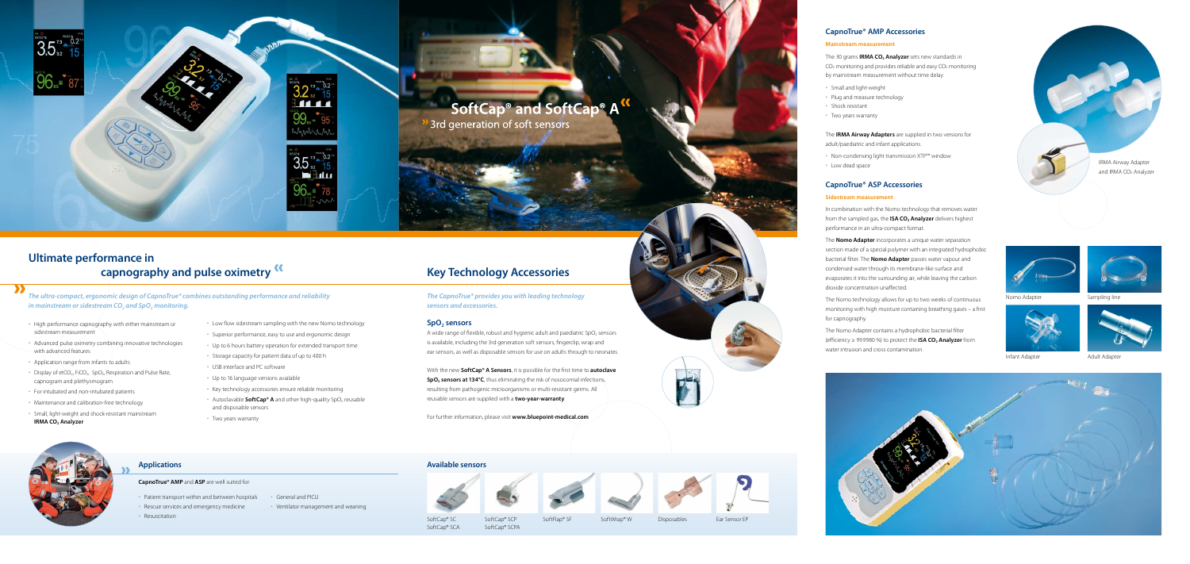# SoftCap® and SoftCap® A

3rd generation of soft sensors

## Ultimate performance in capnography and pulse oximetry

*The ultra-compact, ergonomic design of CapnoTrue® combines outstanding performance and reliability in mainstream or sidestream $CO_2$ and $SpO_2$ monitoring.*

- High performance capnography with either mainstream or sidestream measurement
- Advanced pulse oximetry combining innovative technologies with advanced features
- Application range from infants to adults
- Display of $etCO_2$, $FiCO_2$, $SpO_2$, Respiration and Pulse Rate, capnogram and plethysmogram
- For intubated and non-intubated patients
- Maintenance and calibration-free technology
- Small, light-weight and shock-resistant mainstream **IRMA $CO_2$ Analyzer**
- Low flow sidestream sampling with the new Nomo technology
- Superior performance, easy to use and ergonomic design
- Up to 6 hours battery operation for extended transport time
- Storage capacity for patient data of up to 400 h
- USB interface and PC software
- Up to 16 language versions available
- Key technology accessories ensure reliable monitoring
- Autoclavable **SoftCap® A** and other high-quality $SpO_2$ reusable and disposable sensors
- Two years warranty

### Applications

**CapnoTrue® AMP** and **ASP** are well suited for:

- Patient transport within and between hospitals
- Rescue services and emergency medicine
- Resuscitation
- General and PICU
- Ventilator management and weaning

## Key Technology Accessories

*The CapnoTrue® provides you with leading technology sensors and accessories.*

### $SpO_2$ sensors

A wide range of flexible, robust and hygienic adult and paediatric $SpO_2$ sensors is available, including the 3rd generation soft sensors, fingerclip, wrap and ear sensors, as well as disposable sensors for use on adults through to neonates.

With the new **SoftCap® A Sensors**, it is possible for the first time to **autoclave $SpO_2$ sensors at 134°C**, thus eliminating the risk of nosocomial infections, resulting from pathogenic microorganisms or multi-resistant germs. All reusable sensors are supplied with a **two-year-warranty**.

For further information, please visit **www.bluepoint-medical.com**

### Available sensors

SoftCap® SC
SoftCap® SCA

SoftCap® SCP
SoftCap® SCPA

SoftFlap® SF

SoftWrap® W

Disposables

Ear Sensor EP

### CapnoTrue® AMP Accessories

**Mainstream measurement**

The 30 grams **IRMA $CO_2$ Analyzer** sets new standards in $CO_2$ monitoring and provides reliable and easy $CO_2$ monitoring by mainstream measurement without time delay.

- Small and light-weight
- Plug and measure technology
- Shock resistant
- Two years warranty

The **IRMA Airway Adapters** are supplied in two versions for adult/paediatric and infant applications.

- Non-condensing light transmission XTP™ window
- Low dead space

IRMA Airway Adapter and IRMA $CO_2$ Analyzer

### CapnoTrue® ASP Accessories

**Sidestream measurement**

In combination with the Nomo technology that removes water from the sampled gas, the **ISA $CO_2$ Analyzer** delivers highest performance in an ultra-compact format.

The **Nomo Adapter** incorporates a unique water separation section made of a special polymer with an integrated hydrophobic bacterial filter. The **Nomo Adapter** passes water vapour and condensed water through its membrane-like surface and evaporates it into the surrounding air, while leaving the carbon dioxide concentration unaffected.

The Nomo technology allows for up to two weeks of continuous monitoring with high moisture containing breathing gases – a first for capnography.

The Nomo Adapter contains a hydrophobic bacterial filter (efficiency ≥ 99.9980 %) to protect the **ISA $CO_2$ Analyzer** from water intrusion and cross contamination.

Nomo Adapter

Sampling line

Infant Adapter

Adult Adapter